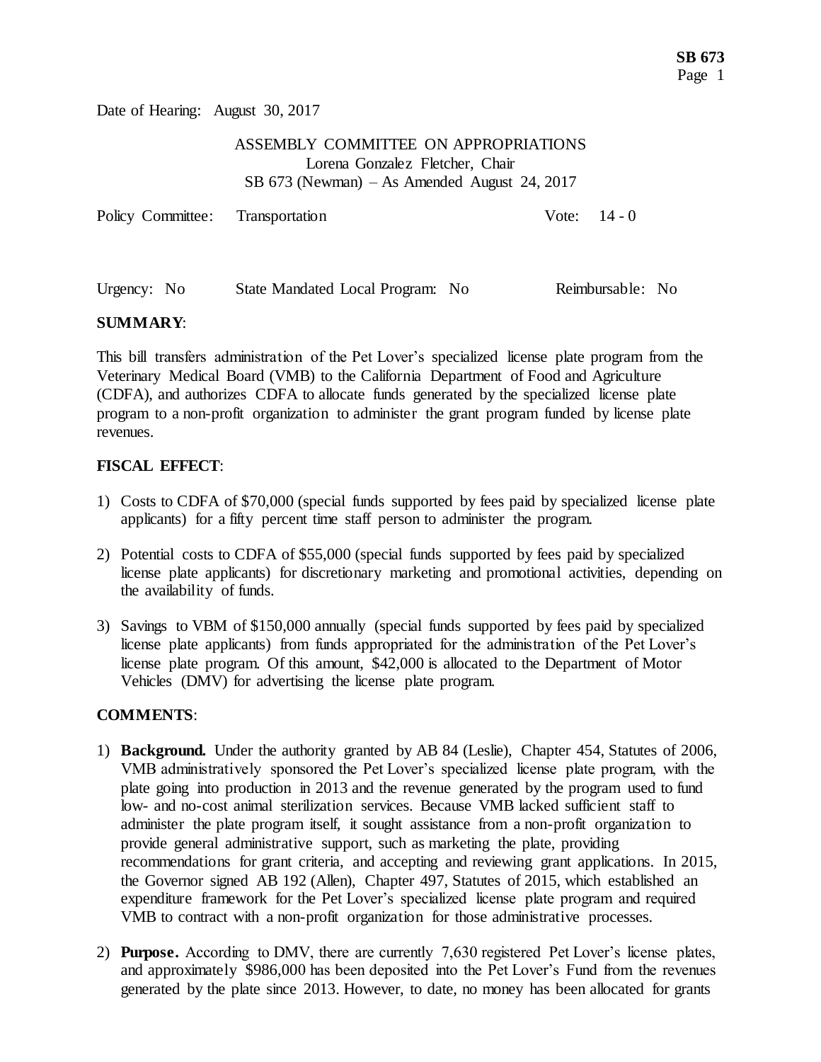Date of Hearing: August 30, 2017

ASSEMBLY COMMITTEE ON APPROPRIATIONS
Lorena Gonzalez Fletcher, Chair
SB 673 (Newman) – As Amended August 24, 2017

Policy Committee: Transportation Vote: 14 - 0

Urgency: No State Mandated Local Program: No Reimbursable: No

**SUMMARY**:

This bill transfers administration of the Pet Lover's specialized license plate program from the Veterinary Medical Board (VMB) to the California Department of Food and Agriculture (CDFA), and authorizes CDFA to allocate funds generated by the specialized license plate program to a non-profit organization to administer the grant program funded by license plate revenues.

**FISCAL EFFECT**:

1) Costs to CDFA of $70,000 (special funds supported by fees paid by specialized license plate applicants) for a fifty percent time staff person to administer the program.

2) Potential costs to CDFA of $55,000 (special funds supported by fees paid by specialized license plate applicants) for discretionary marketing and promotional activities, depending on the availability of funds.

3) Savings to VBM of $150,000 annually (special funds supported by fees paid by specialized license plate applicants) from funds appropriated for the administration of the Pet Lover's license plate program. Of this amount, $42,000 is allocated to the Department of Motor Vehicles (DMV) for advertising the license plate program.

**COMMENTS**:

1) **Background.** Under the authority granted by AB 84 (Leslie), Chapter 454, Statutes of 2006, VMB administratively sponsored the Pet Lover's specialized license plate program, with the plate going into production in 2013 and the revenue generated by the program used to fund low- and no-cost animal sterilization services. Because VMB lacked sufficient staff to administer the plate program itself, it sought assistance from a non-profit organization to provide general administrative support, such as marketing the plate, providing recommendations for grant criteria, and accepting and reviewing grant applications. In 2015, the Governor signed AB 192 (Allen), Chapter 497, Statutes of 2015, which established an expenditure framework for the Pet Lover's specialized license plate program and required VMB to contract with a non-profit organization for those administrative processes.

2) **Purpose.** According to DMV, there are currently 7,630 registered Pet Lover's license plates, and approximately $986,000 has been deposited into the Pet Lover's Fund from the revenues generated by the plate since 2013. However, to date, no money has been allocated for grants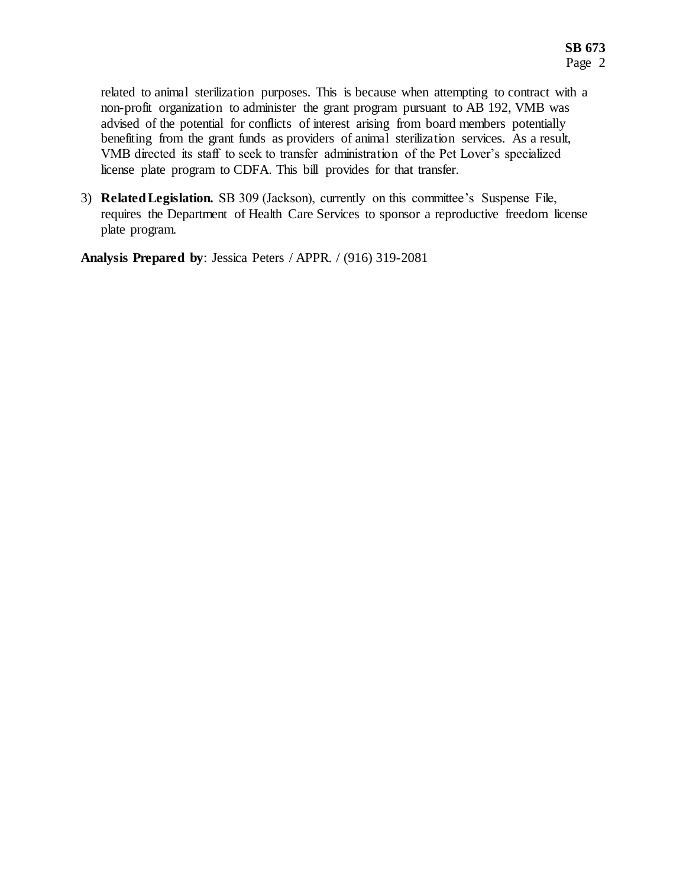related to animal sterilization purposes. This is because when attempting to contract with a non-profit organization to administer the grant program pursuant to AB 192, VMB was advised of the potential for conflicts of interest arising from board members potentially benefiting from the grant funds as providers of animal sterilization services. As a result, VMB directed its staff to seek to transfer administration of the Pet Lover's specialized license plate program to CDFA. This bill provides for that transfer.

3) **Related Legislation.** SB 309 (Jackson), currently on this committee's Suspense File, requires the Department of Health Care Services to sponsor a reproductive freedom license plate program.

**Analysis Prepared by**: Jessica Peters / APPR. / (916) 319-2081